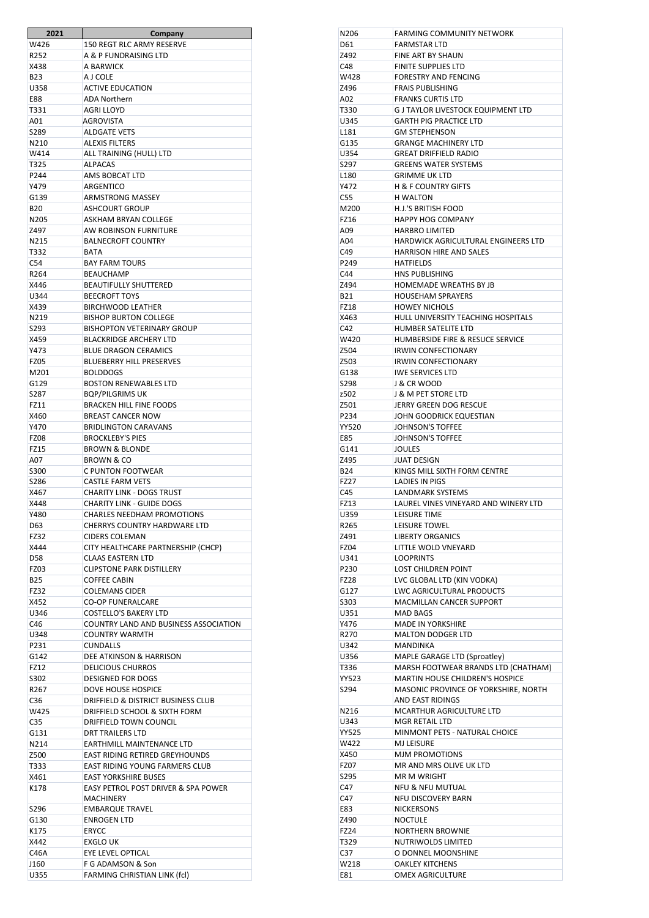| 2021 | Company |
|---|---|
| W426 | 150 REGT RLC ARMY RESERVE |
| R252 | A & P FUNDRAISING LTD |
| X438 | A BARWICK |
| B23 | A J COLE |
| U358 | ACTIVE EDUCATION |
| E88 | ADA Northern |
| T331 | AGRI LLOYD |
| A01 | AGROVISTA |
| S289 | ALDGATE VETS |
| N210 | ALEXIS FILTERS |
| W414 | ALL TRAINING (HULL) LTD |
| T325 | ALPACAS |
| P244 | AMS BOBCAT LTD |
| Y479 | ARGENTICO |
| G139 | ARMSTRONG MASSEY |
| B20 | ASHCOURT GROUP |
| N205 | ASKHAM BRYAN COLLEGE |
| Z497 | AW ROBINSON FURNITURE |
| N215 | BALNECROFT COUNTRY |
| T332 | BATA |
| C54 | BAY FARM TOURS |
| R264 | BEAUCHAMP |
| X446 | BEAUTIFULLY SHUTTERED |
| U344 | BEECROFT TOYS |
| X439 | BIRCHWOOD LEATHER |
| N219 | BISHOP BURTON COLLEGE |
| S293 | BISHOPTON VETERINARY GROUP |
| X459 | BLACKRIDGE ARCHERY LTD |
| Y473 | BLUE DRAGON CERAMICS |
| FZ05 | BLUEBERRY HILL PRESERVES |
| M201 | BOLDDOGS |
| G129 | BOSTON RENEWABLES LTD |
| S287 | BQP/PILGRIMS UK |
| FZ11 | BRACKEN HILL FINE FOODS |
| X460 | BREAST CANCER NOW |
| Y470 | BRIDLINGTON CARAVANS |
| FZ08 | BROCKLEBY'S PIES |
| FZ15 | BROWN & BLONDE |
| A07 | BROWN & CO |
| S300 | C PUNTON FOOTWEAR |
| S286 | CASTLE FARM VETS |
| X467 | CHARITY LINK - DOGS TRUST |
| X448 | CHARITY LINK - GUIDE DOGS |
| Y480 | CHARLES NEEDHAM PROMOTIONS |
| D63 | CHERRYS COUNTRY HARDWARE LTD |
| FZ32 | CIDERS COLEMAN |
| X444 | CITY HEALTHCARE PARTNERSHIP (CHCP) |
| D58 | CLAAS EASTERN LTD |
| FZ03 | CLIPSTONE PARK DISTILLERY |
| B25 | COFFEE CABIN |
| FZ32 | COLEMANS CIDER |
| X452 | CO-OP FUNERALCARE |
| U346 | COSTELLO'S BAKERY LTD |
| C46 | COUNTRY LAND AND BUSINESS ASSOCIATION |
| U348 | COUNTRY WARMTH |
| P231 | CUNDALLS |
| G142 | DEE ATKINSON & HARRISON |
| FZ12 | DELICIOUS CHURROS |
| S302 | DESIGNED FOR DOGS |
| R267 | DOVE HOUSE HOSPICE |
| C36 | DRIFFIELD & DISTRICT BUSINESS CLUB |
| W425 | DRIFFIELD SCHOOL & SIXTH FORM |
| C35 | DRIFFIELD TOWN COUNCIL |
| G131 | DRT TRAILERS LTD |
| N214 | EARTHMILL MAINTENANCE LTD |
| Z500 | EAST RIDING RETIRED GREYHOUNDS |
| T333 | EAST RIDING YOUNG FARMERS CLUB |
| X461 | EAST YORKSHIRE BUSES |
| K178 | EASY PETROL POST DRIVER & SPA POWER MACHINERY |
| S296 | EMBARQUE TRAVEL |
| G130 | ENROGEN LTD |
| K175 | ERYCC |
| X442 | EXGLO UK |
| C46A | EYE LEVEL OPTICAL |
| J160 | F G ADAMSON & Son |
| U355 | FARMING CHRISTIAN LINK (fcl) |
| N206 | FARMING COMMUNITY NETWORK |
| D61 | FARMSTAR LTD |
| Z492 | FINE ART BY SHAUN |
| C48 | FINITE SUPPLIES LTD |
| W428 | FORESTRY AND FENCING |
| Z496 | FRAIS PUBLISHING |
| A02 | FRANKS CURTIS LTD |
| T330 | G J TAYLOR LIVESTOCK EQUIPMENT LTD |
| U345 | GARTH PIG PRACTICE LTD |
| L181 | GM STEPHENSON |
| G135 | GRANGE MACHINERY LTD |
| U354 | GREAT DRIFFIELD RADIO |
| S297 | GREENS WATER SYSTEMS |
| L180 | GRIMME UK LTD |
| Y472 | H & F COUNTRY GIFTS |
| C55 | H WALTON |
| M200 | H.J.'S BRITISH FOOD |
| FZ16 | HAPPY HOG COMPANY |
| A09 | HARBRO LIMITED |
| A04 | HARDWICK AGRICULTURAL ENGINEERS LTD |
| C49 | HARRISON HIRE AND SALES |
| P249 | HATFIELDS |
| C44 | HNS PUBLISHING |
| Z494 | HOMEMADE WREATHS BY JB |
| B21 | HOUSEHAM SPRAYERS |
| FZ18 | HOWEY NICHOLS |
| X463 | HULL UNIVERSITY TEACHING HOSPITALS |
| C42 | HUMBER SATELITE LTD |
| W420 | HUMBERSIDE FIRE & RESUCE SERVICE |
| Z504 | IRWIN CONFECTIONARY |
| Z503 | IRWIN CONFECTIONARY |
| G138 | IWE SERVICES LTD |
| S298 | J & CR WOOD |
| z502 | J & M PET STORE LTD |
| Z501 | JERRY GREEN DOG RESCUE |
| P234 | JOHN GOODRICK EQUESTIAN |
| YY520 | JOHNSON'S TOFFEE |
| E85 | JOHNSON'S TOFFEE |
| G141 | JOULES |
| Z495 | JUAT DESIGN |
| B24 | KINGS MILL SIXTH FORM CENTRE |
| FZ27 | LADIES IN PIGS |
| C45 | LANDMARK SYSTEMS |
| FZ13 | LAUREL VINES VINEYARD AND WINERY LTD |
| U359 | LEISURE TIME |
| R265 | LEISURE TOWEL |
| Z491 | LIBERTY ORGANICS |
| FZ04 | LITTLE WOLD VNEYARD |
| U341 | LOOPRINTS |
| P230 | LOST CHILDREN POINT |
| FZ28 | LVC GLOBAL LTD (KIN VODKA) |
| G127 | LWC AGRICULTURAL PRODUCTS |
| S303 | MACMILLAN CANCER SUPPORT |
| U351 | MAD BAGS |
| Y476 | MADE IN YORKSHIRE |
| R270 | MALTON DODGER LTD |
| U342 | MANDINKA |
| U356 | MAPLE GARAGE LTD (Sproatley) |
| T336 | MARSH FOOTWEAR BRANDS LTD (CHATHAM) |
| YY523 | MARTIN HOUSE CHILDREN'S HOSPICE |
| S294 | MASONIC PROVINCE OF YORKSHIRE, NORTH AND EAST RIDINGS |
| N216 | MCARTHUR AGRICULTURE LTD |
| U343 | MGR RETAIL LTD |
| YY525 | MINMONT PETS - NATURAL CHOICE |
| W422 | MJ LEISURE |
| X450 | MJM PROMOTIONS |
| FZ07 | MR AND MRS OLIVE UK LTD |
| S295 | MR M WRIGHT |
| C47 | NFU & NFU MUTUAL |
| C47 | NFU DISCOVERY BARN |
| E83 | NICKERSONS |
| Z490 | NOCTULE |
| FZ24 | NORTHERN BROWNIE |
| T329 | NUTRIWOLDS LIMITED |
| C37 | O DONNEL MOONSHINE |
| W218 | OAKLEY KITCHENS |
| E81 | OMEX AGRICULTURE |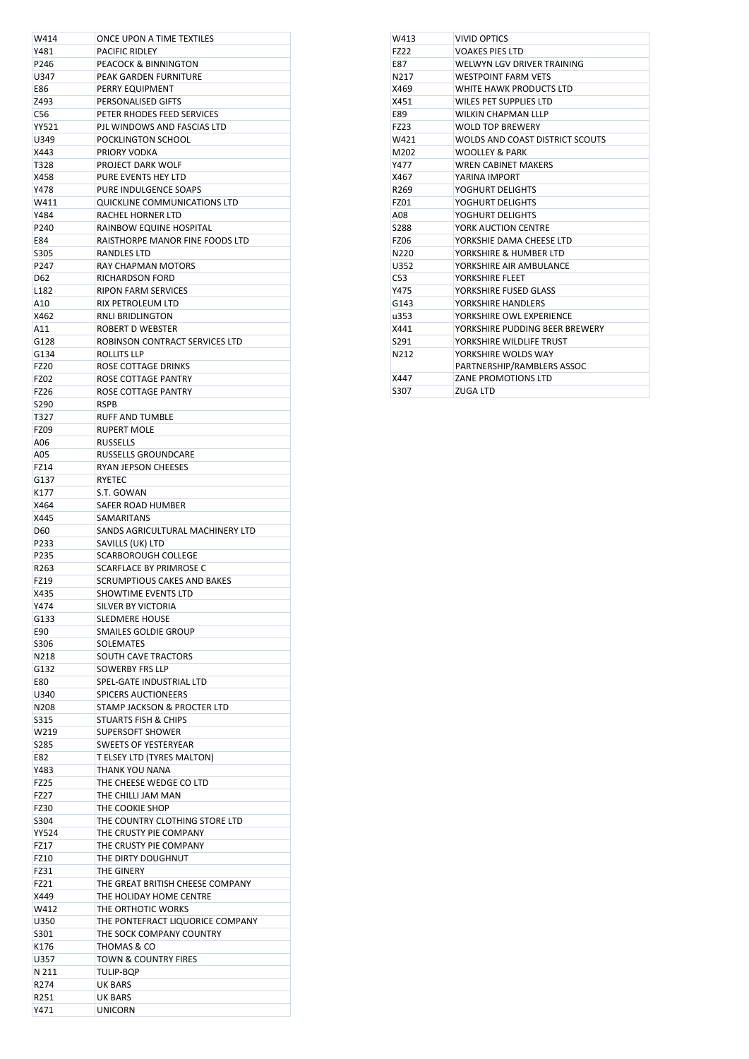| | |
|---|---|
| W414 | ONCE UPON A TIME TEXTILES |
| Y481 | PACIFIC RIDLEY |
| P246 | PEACOCK & BINNINGTON |
| U347 | PEAK GARDEN FURNITURE |
| E86 | PERRY EQUIPMENT |
| Z493 | PERSONALISED GIFTS |
| C56 | PETER RHODES FEED SERVICES |
| YY521 | PJL WINDOWS AND FASCIAS LTD |
| U349 | POCKLINGTON SCHOOL |
| X443 | PRIORY VODKA |
| T328 | PROJECT DARK WOLF |
| X458 | PURE EVENTS HEY LTD |
| Y478 | PURE INDULGENCE SOAPS |
| W411 | QUICKLINE COMMUNICATIONS LTD |
| Y484 | RACHEL HORNER LTD |
| P240 | RAINBOW EQUINE HOSPITAL |
| E84 | RAISTHORPE MANOR FINE FOODS LTD |
| S305 | RANDLES LTD |
| P247 | RAY CHAPMAN MOTORS |
| D62 | RICHARDSON FORD |
| L182 | RIPON FARM SERVICES |
| A10 | RIX PETROLEUM LTD |
| X462 | RNLI BRIDLINGTON |
| A11 | ROBERT D WEBSTER |
| G128 | ROBINSON CONTRACT SERVICES LTD |
| G134 | ROLLITS LLP |
| FZ20 | ROSE COTTAGE DRINKS |
| FZ02 | ROSE COTTAGE PANTRY |
| FZ26 | ROSE COTTAGE PANTRY |
| S290 | RSPB |
| T327 | RUFF AND TUMBLE |
| FZ09 | RUPERT MOLE |
| A06 | RUSSELLS |
| A05 | RUSSELLS GROUNDCARE |
| FZ14 | RYAN JEPSON CHEESES |
| G137 | RYETEC |
| K177 | S.T. GOWAN |
| X464 | SAFER ROAD HUMBER |
| X445 | SAMARITANS |
| D60 | SANDS AGRICULTURAL MACHINERY LTD |
| P233 | SAVILLS (UK) LTD |
| P235 | SCARBOROUGH COLLEGE |
| R263 | SCARFLACE BY PRIMROSE C |
| FZ19 | SCRUMPTIOUS CAKES AND BAKES |
| X435 | SHOWTIME EVENTS LTD |
| Y474 | SILVER BY VICTORIA |
| G133 | SLEDMERE HOUSE |
| E90 | SMAILES GOLDIE GROUP |
| S306 | SOLEMATES |
| N218 | SOUTH CAVE TRACTORS |
| G132 | SOWERBY FRS LLP |
| E80 | SPEL-GATE INDUSTRIAL LTD |
| U340 | SPICERS AUCTIONEERS |
| N208 | STAMP JACKSON & PROCTER LTD |
| S315 | STUARTS FISH & CHIPS |
| W219 | SUPERSOFT SHOWER |
| S285 | SWEETS OF YESTERYEAR |
| E82 | T ELSEY LTD (TYRES MALTON) |
| Y483 | THANK YOU NANA |
| FZ25 | THE CHEESE WEDGE CO LTD |
| FZ27 | THE CHILLI JAM MAN |
| FZ30 | THE COOKIE SHOP |
| S304 | THE COUNTRY CLOTHING STORE LTD |
| YY524 | THE CRUSTY PIE COMPANY |
| FZ17 | THE CRUSTY PIE COMPANY |
| FZ10 | THE DIRTY DOUGHNUT |
| FZ31 | THE GINERY |
| FZ21 | THE GREAT BRITISH CHEESE COMPANY |
| X449 | THE HOLIDAY HOME CENTRE |
| W412 | THE ORTHOTIC WORKS |
| U350 | THE PONTEFRACT LIQUORICE COMPANY |
| S301 | THE SOCK COMPANY COUNTRY |
| K176 | THOMAS & CO |
| U357 | TOWN & COUNTRY FIRES |
| N 211 | TULIP-BQP |
| R274 | UK BARS |
| R251 | UK BARS |
| Y471 | UNICORN |
| W413 | VIVID OPTICS |
| FZ22 | VOAKES PIES LTD |
| E87 | WELWYN LGV DRIVER TRAINING |
| N217 | WESTPOINT FARM VETS |
| X469 | WHITE HAWK PRODUCTS LTD |
| X451 | WILES PET SUPPLIES LTD |
| E89 | WILKIN CHAPMAN LLLP |
| FZ23 | WOLD TOP BREWERY |
| W421 | WOLDS AND COAST DISTRICT SCOUTS |
| M202 | WOOLLEY & PARK |
| Y477 | WREN CABINET MAKERS |
| X467 | YARINA IMPORT |
| R269 | YOGHURT DELIGHTS |
| FZ01 | YOGHURT DELIGHTS |
| A08 | YOGHURT DELIGHTS |
| S288 | YORK AUCTION CENTRE |
| FZ06 | YORKSHIE DAMA CHEESE LTD |
| N220 | YORKSHIRE & HUMBER LTD |
| U352 | YORKSHIRE AIR AMBULANCE |
| C53 | YORKSHIRE FLEET |
| Y475 | YORKSHIRE FUSED GLASS |
| G143 | YORKSHIRE HANDLERS |
| u353 | YORKSHIRE OWL EXPERIENCE |
| X441 | YORKSHIRE PUDDING BEER BREWERY |
| S291 | YORKSHIRE WILDLIFE TRUST |
| N212 | YORKSHIRE WOLDS WAY PARTNERSHIP/RAMBLERS ASSOC |
| X447 | ZANE PROMOTIONS LTD |
| S307 | ZUGA LTD |